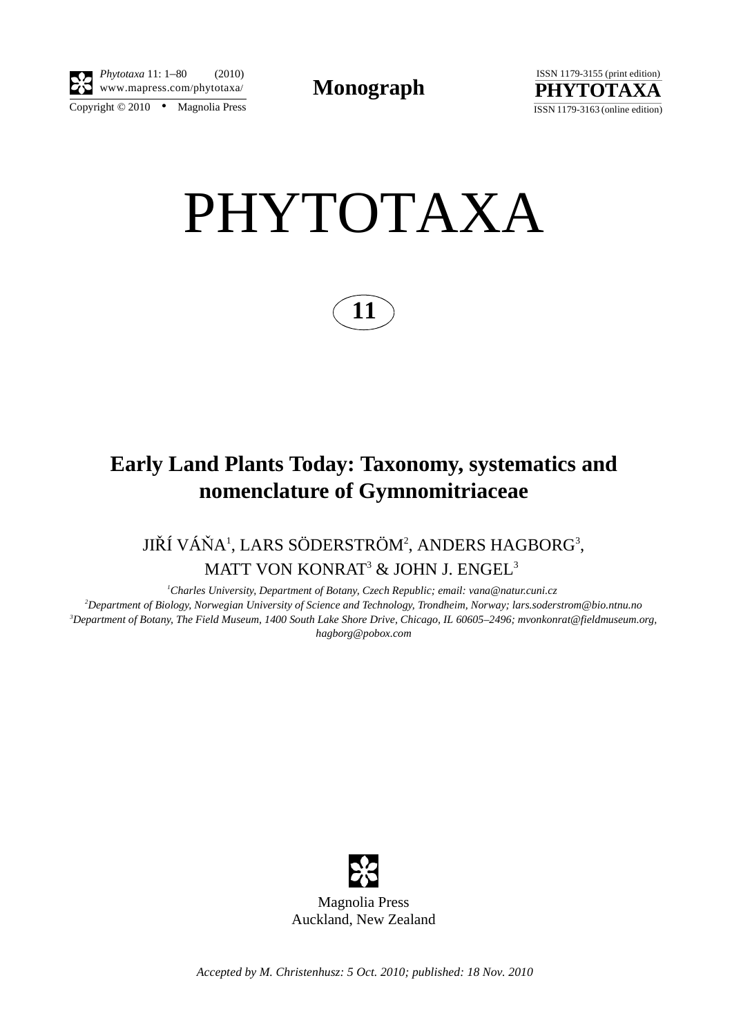Monograph

# PHYTOTAXA

**11**

## Early Land Plants Today: Taxonomy, systematics and nomenclature of Gymnomitriaceae

JIŘÍ VÁŇA[1], LARS SÖDERSTRÖM[2], ANDERS HAGBORG[3], MATT VON KONRAT[3] & JOHN J. ENGEL[3]

[1]*Charles University, Department of Botany, Czech Republic; email: vana@natur.cuni.cz*
[2]*Department of Biology, Norwegian University of Science and Technology, Trondheim, Norway; lars.soderstrom@bio.ntnu.no*
[3]*Department of Botany, The Field Museum, 1400 South Lake Shore Drive, Chicago, IL 60605–2496; mvonkonrat@fieldmuseum.org, hagborg@pobox.com*

Magnolia Press
Auckland, New Zealand

*Accepted by M. Christenhusz: 5 Oct. 2010; published: 18 Nov. 2010*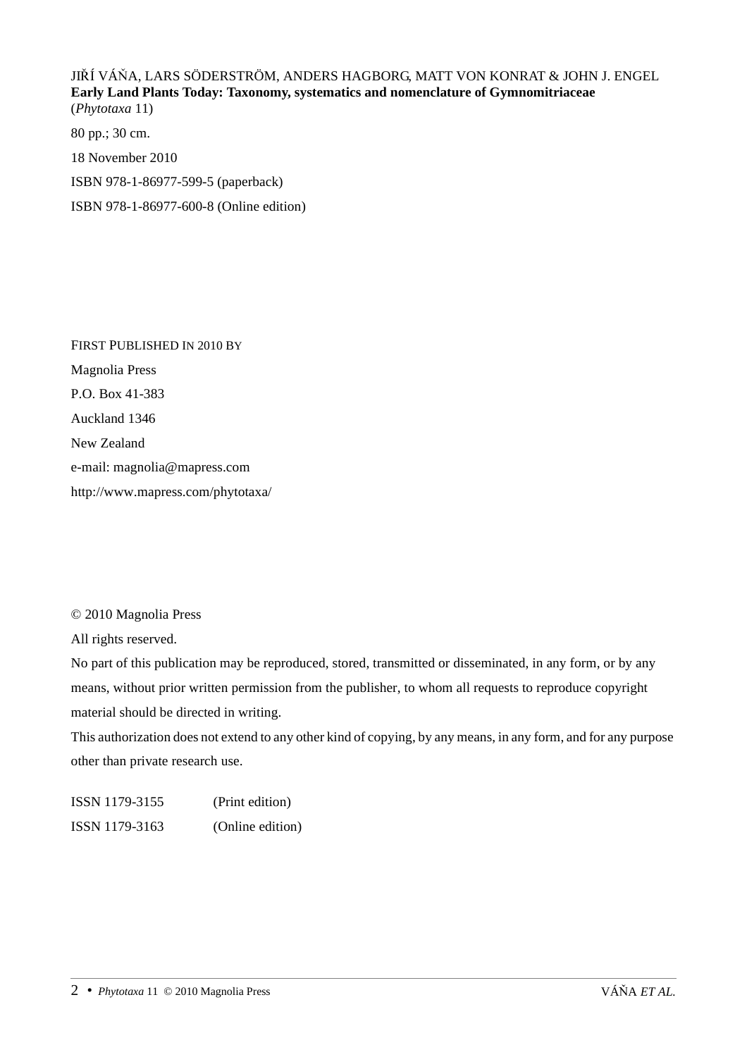JIŘÍ VÁŇA, LARS SÖDERSTRÖM, ANDERS HAGBORG, MATT VON KONRAT & JOHN J. ENGEL
**Early Land Plants Today: Taxonomy, systematics and nomenclature of Gymnomitriaceae**
(*Phytotaxa* 11)

80 pp.; 30 cm.

18 November 2010

ISBN 978-1-86977-599-5 (paperback)

ISBN 978-1-86977-600-8 (Online edition)

FIRST PUBLISHED IN 2010 BY

Magnolia Press

P.O. Box 41-383

Auckland 1346

New Zealand

e-mail: magnolia@mapress.com

http://www.mapress.com/phytotaxa/

© 2010 Magnolia Press

All rights reserved.

No part of this publication may be reproduced, stored, transmitted or disseminated, in any form, or by any means, without prior written permission from the publisher, to whom all requests to reproduce copyright material should be directed in writing.

This authorization does not extend to any other kind of copying, by any means, in any form, and for any purpose other than private research use.

ISSN 1179-3155 (Print edition)

ISSN 1179-3163 (Online edition)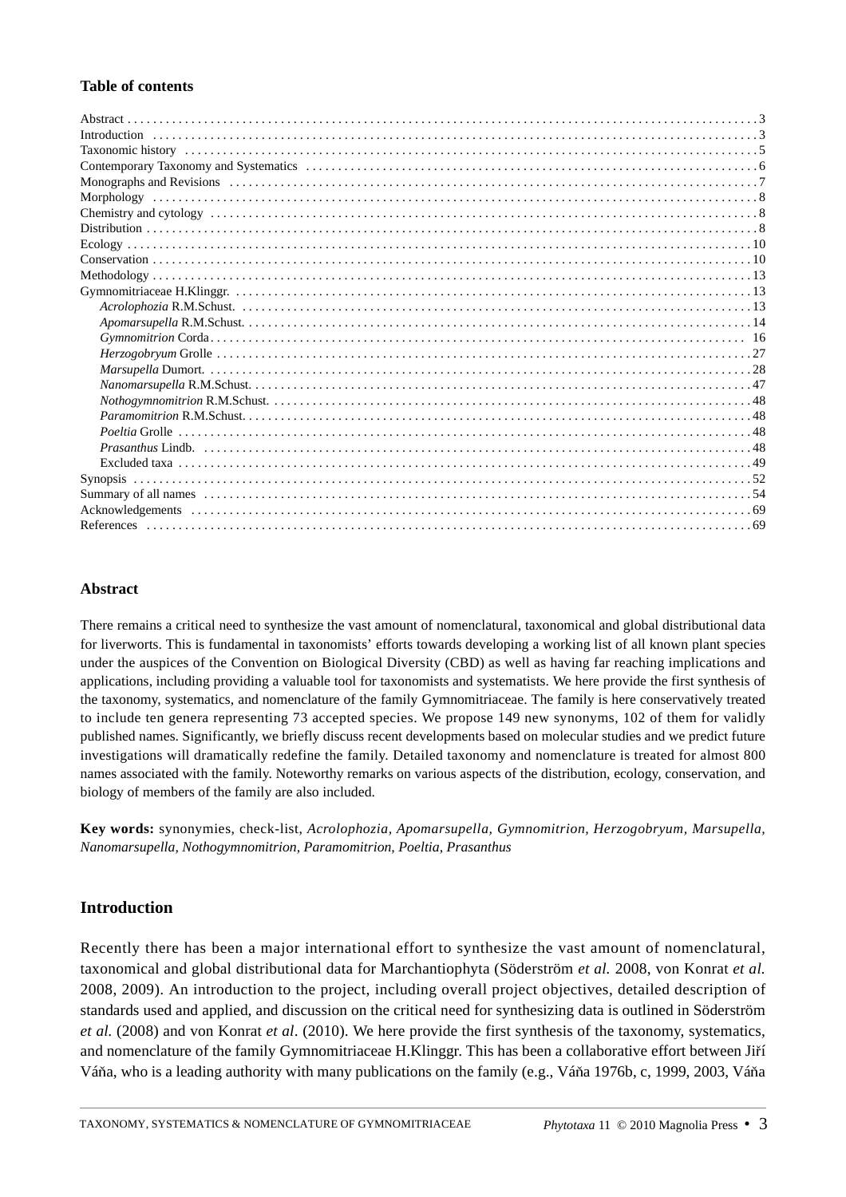### Table of contents

Abstract . . . 3
Introduction . . . 3
Taxonomic history . . . 5
Contemporary Taxonomy and Systematics . . . 6
Monographs and Revisions . . . 7
Morphology . . . 8
Chemistry and cytology . . . 8
Distribution . . . 8
Ecology . . . 10
Conservation . . . 10
Methodology . . . 13
Gymnomitriaceae H.Klinggr. . . . 13
- *Acrolophozia* R.M.Schust. . . . 13
- *Apomarsupella* R.M.Schust. . . . 14
- *Gymnomitrion* Corda . . . 16
- *Herzogobryum* Grolle . . . 27
- *Marsupella* Dumort. . . . 28
- *Nanomarsupella* R.M.Schust. . . . 47
- *Nothogymnomitrion* R.M.Schust. . . . 48
- *Paramomitrion* R.M.Schust. . . . 48
- *Poeltia* Grolle . . . 48
- *Prasanthus* Lindb. . . . 48
- Excluded taxa . . . 49

Synopsis . . . 52
Summary of all names . . . 54
Acknowledgements . . . 69
References . . . 69

### Abstract

There remains a critical need to synthesize the vast amount of nomenclatural, taxonomical and global distributional data for liverworts. This is fundamental in taxonomists' efforts towards developing a working list of all known plant species under the auspices of the Convention on Biological Diversity (CBD) as well as having far reaching implications and applications, including providing a valuable tool for taxonomists and systematists. We here provide the first synthesis of the taxonomy, systematics, and nomenclature of the family Gymnomitriaceae. The family is here conservatively treated to include ten genera representing 73 accepted species. We propose 149 new synonyms, 102 of them for validly published names. Significantly, we briefly discuss recent developments based on molecular studies and we predict future investigations will dramatically redefine the family. Detailed taxonomy and nomenclature is treated for almost 800 names associated with the family. Noteworthy remarks on various aspects of the distribution, ecology, conservation, and biology of members of the family are also included.

**Key words:** synonymies, check-list, *Acrolophozia, Apomarsupella, Gymnomitrion, Herzogobryum, Marsupella, Nanomarsupella, Nothogymnomitrion, Paramomitrion, Poeltia, Prasanthus*

## Introduction

Recently there has been a major international effort to synthesize the vast amount of nomenclatural, taxonomical and global distributional data for Marchantiophyta (Söderström *et al.* 2008, von Konrat *et al.* 2008, 2009). An introduction to the project, including overall project objectives, detailed description of standards used and applied, and discussion on the critical need for synthesizing data is outlined in Söderström *et al.* (2008) and von Konrat *et al.* (2010). We here provide the first synthesis of the taxonomy, systematics, and nomenclature of the family Gymnomitriaceae H.Klinggr. This has been a collaborative effort between Jiří Váňa, who is a leading authority with many publications on the family (e.g., Váňa 1976b, c, 1999, 2003, Váňa